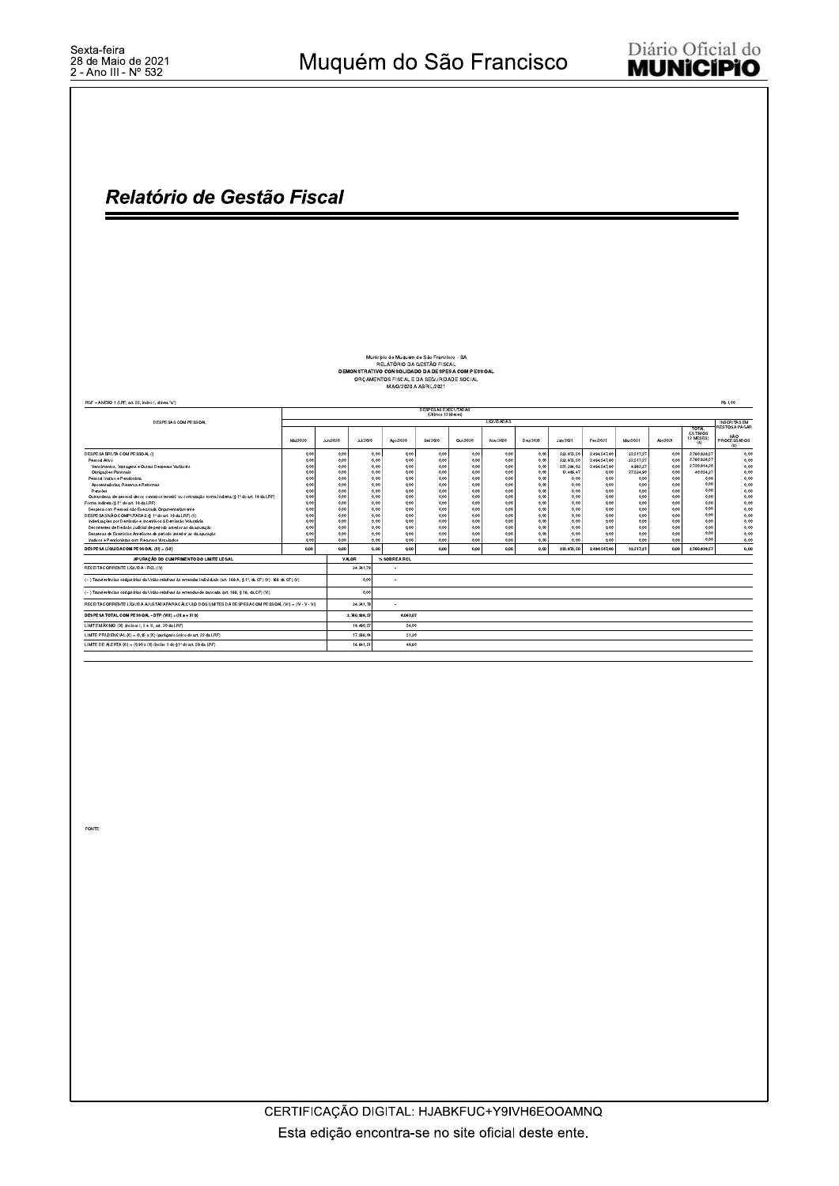## Relatório de Gestão Fiscal

Município de Muquém de São Francisco - BA
RELATÓRIO DA GESTÃO FISCAL
**DEMONSTRATIVO CONSOLIDADO DA DESPESA COM PESSOAL**
ORÇAMENTOS FISCAL E DA SEGURIDADE SOCIAL
MAIO/2020 A ABRIL/2021

RGF – ANEXO 1 (LRF, art. 55, inciso I, alínea "a") R$ 1,00

| DESPESAS COM PESSOAL | DESPESAS EXECUTADAS (Últimos 12 Meses) | | | | | | | | | | | | | INSCRITAS EM RESTOS A PAGAR |
|---|---|---|---|---|---|---|---|---|---|---|---|---|---|---|
| | LIQUIDADAS | | | | | | | | | | | | | |
| | Mai/2020 | Jun/2020 | Jul/2020 | Ago/2020 | Set/2020 | Out/2020 | Nov/2020 | Dez/2020 | Jan/2021 | Fev/2021 | Mar/2021 | Abr/2021 | TOTAL (ÚLTIMOS 12 MESES) (a) | NÃO PROCESSADOS (b) |
| DESPESA BRUTA COM PESSOAL (I) | 0,00 | 0,00 | 0,00 | 0,00 | 0,00 | 0,00 | 0,00 | 0,00 | 233.673,50 | 2.494.547,80 | 32.517,27 | 0,00 | 2.760.938,57 | 0,00 |
| Pessoal Ativo | 0,00 | 0,00 | 0,00 | 0,00 | 0,00 | 0,00 | 0,00 | 0,00 | 233.673,50 | 2.494.547,80 | 32.517,27 | 0,00 | 2.760.938,57 | 0,00 |
| Vencimentos, Vantagens e Outras Despesas Variáveis | 0,00 | 0,00 | 0,00 | 0,00 | 0,00 | 0,00 | 0,00 | 0,00 | 221.264,03 | 2.494.547,80 | 4.982,37 | 0,00 | 2.720.914,20 | 0,00 |
| Obrigações Patronais | 0,00 | 0,00 | 0,00 | 0,00 | 0,00 | 0,00 | 0,00 | 0,00 | 12.409,47 | 0,00 | 27.534,90 | 0,00 | 40.024,37 | 0,00 |
| Pessoal Inativo e Pensionista | 0,00 | 0,00 | 0,00 | 0,00 | 0,00 | 0,00 | 0,00 | 0,00 | 0,00 | 0,00 | 0,00 | 0,00 | 0,00 | 0,00 |
| Aposentadorias, Reserva e Reformas | 0,00 | 0,00 | 0,00 | 0,00 | 0,00 | 0,00 | 0,00 | 0,00 | 0,00 | 0,00 | 0,00 | 0,00 | 0,00 | 0,00 |
| Pensões | 0,00 | 0,00 | 0,00 | 0,00 | 0,00 | 0,00 | 0,00 | 0,00 | 0,00 | 0,00 | 0,00 | 0,00 | 0,00 | 0,00 |
| Outras desp. de pessoal dec. de contratos tercerit. ou contratação forma indireta (§ 1º do art. 18 da LRF) | 0,00 | 0,00 | 0,00 | 0,00 | 0,00 | 0,00 | 0,00 | 0,00 | 0,00 | 0,00 | 0,00 | 0,00 | 0,00 | 0,00 |
| Forma indireta (§ 1º do art. 18 da LRF) | 0,00 | 0,00 | 0,00 | 0,00 | 0,00 | 0,00 | 0,00 | 0,00 | 0,00 | 0,00 | 0,00 | 0,00 | 0,00 | 0,00 |
| Despesa com Pessoal não Executada Orçamentariamente | 0,00 | 0,00 | 0,00 | 0,00 | 0,00 | 0,00 | 0,00 | 0,00 | 0,00 | 0,00 | 0,00 | 0,00 | 0,00 | 0,00 |
| DESPESAS NÃO COMPUTADAS (§ 1º do art. 19 da LRF) (II) | 0,00 | 0,00 | 0,00 | 0,00 | 0,00 | 0,00 | 0,00 | 0,00 | 0,00 | 0,00 | 0,00 | 0,00 | 0,00 | 0,00 |
| Indenizações por Demissão e Incentivos à Demissão Voluntária | 0,00 | 0,00 | 0,00 | 0,00 | 0,00 | 0,00 | 0,00 | 0,00 | 0,00 | 0,00 | 0,00 | 0,00 | 0,00 | 0,00 |
| Decorrentes de Decisão Judicial de período anterior ao da apuração | 0,00 | 0,00 | 0,00 | 0,00 | 0,00 | 0,00 | 0,00 | 0,00 | 0,00 | 0,00 | 0,00 | 0,00 | 0,00 | 0,00 |
| Despesas de Exercícios Anteriores de período anterior ao da apuração | 0,00 | 0,00 | 0,00 | 0,00 | 0,00 | 0,00 | 0,00 | 0,00 | 0,00 | 0,00 | 0,00 | 0,00 | 0,00 | 0,00 |
| Inativos e Pensionistas com Recursos Vinculados | 0,00 | 0,00 | 0,00 | 0,00 | 0,00 | 0,00 | 0,00 | 0,00 | 0,00 | 0,00 | 0,00 | 0,00 | 0,00 | 0,00 |
| DESPESA LÍQUIDA COM PESSOAL (III) = (I-II) | 0,00 | 0,00 | 0,00 | 0,00 | 0,00 | 0,00 | 0,00 | 0,00 | 233.673,50 | 2.494.547,80 | 32.517,27 | 0,00 | 2.760.938,57 | 0,00 |

| APURAÇÃO DO CUMPRIMENTO DO LIMITE LEGAL | VALOR | % SOBRE A RCL |
|---|---|---|
| RECEITA CORRENTE LÍQUIDA - RCL (IV) | 34.341,79 | - |
| (-) Transferências obrigatórias da União relativas às emendas individuais (art. 166-A, § 1º, da CF) (V): 166 da CF) (V) | 0,00 | - |
| (-) Transferências obrigatórias da União relativas às emendas de bancada (art. 166, § 16, da CF) (VI) | 0,00 | |
| RECEITA CORRENTE LÍQUIDA AJUSTADA PARA CÁLCULO DOS LIMITES DA DESPESA COM PESSOAL (VII) = (IV - V - VI) | 34.341,79 | - |
| DESPESA TOTAL COM PESSOAL - DTP (VIII) = (III a + III b) | 2.760.938,57 | 8.039,27 |
| LIMITE MÁXIMO (IX) (incisos I, II e III, art. 20 da LRF) | 18.490,57 | 54,00 |
| LIMITE PRUDENCIAL (X) = (0,95 x IX) (parágrafo único do art. 22 da LRF) | 17.566,04 | 51,30 |
| LIMITE DE ALERTA (XI) = (0,90 x IX) (inciso II do §1º do art. 59 da LRF) | 16.641,51 | 48,60 |

FONTE: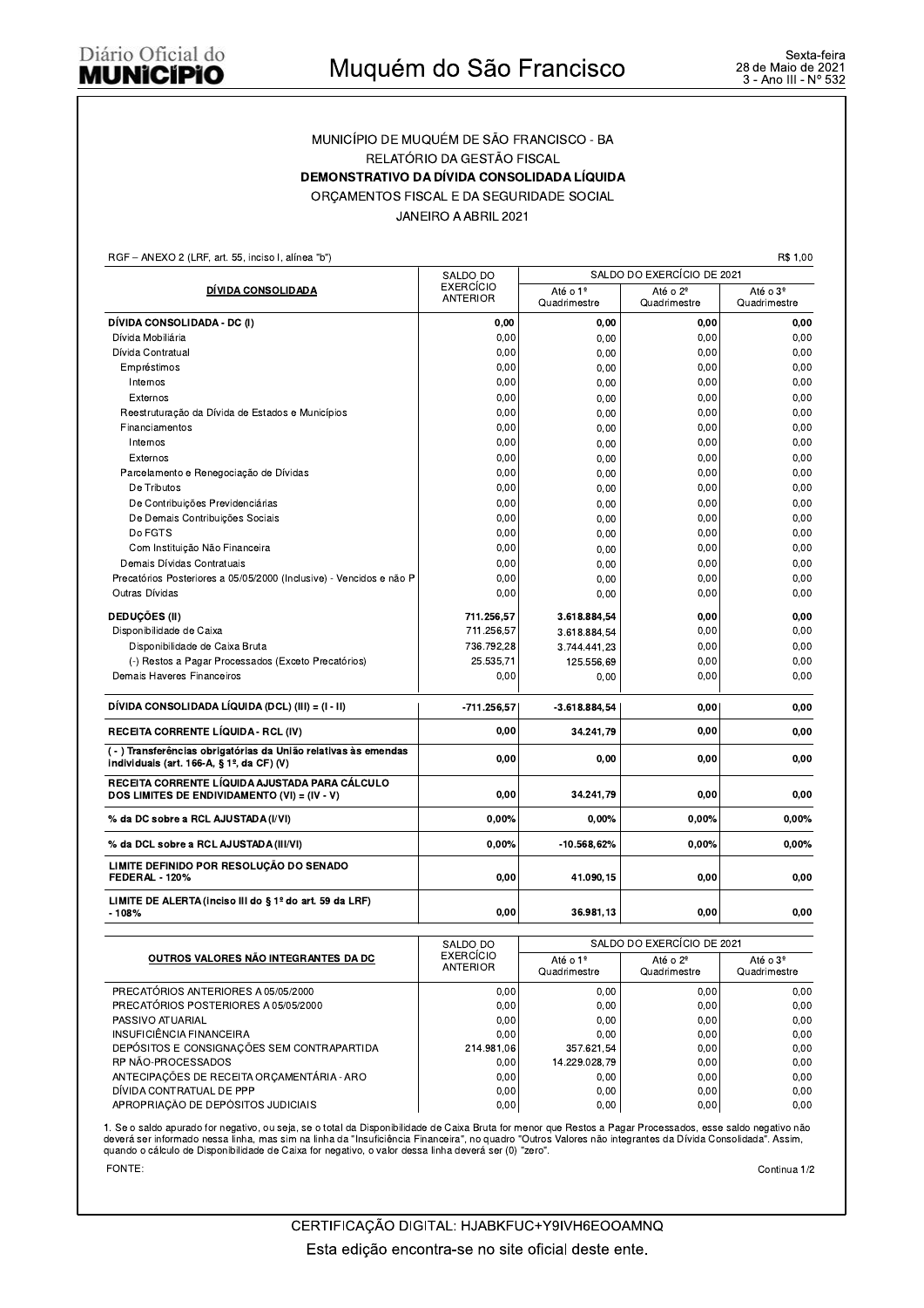MUNICÍPIO DE MUQUÉM DE SÃO FRANCISCO - BA

RELATÓRIO DA GESTÃO FISCAL

**DEMONSTRATIVO DA DÍVIDA CONSOLIDADA LÍQUIDA**

ORÇAMENTOS FISCAL E DA SEGURIDADE SOCIAL

JANEIRO A ABRIL 2021

RGF – ANEXO 2 (LRF, art. 55, inciso I, alínea "b") R$ 1,00

| DÍVIDA CONSOLIDADA | SALDO DO EXERCÍCIO ANTERIOR | SALDO DO EXERCÍCIO DE 2021 | | |
|---|---|---|---|---|
| | | Até o 1º Quadrimestre | Até o 2º Quadrimestre | Até o 3º Quadrimestre |
| **DÍVIDA CONSOLIDADA - DC (I)** | **0,00** | **0,00** | **0,00** | **0,00** |
| Dívida Mobiliária | 0,00 | 0,00 | 0,00 | 0,00 |
| Dívida Contratual | 0,00 | 0,00 | 0,00 | 0,00 |
| Empréstimos | 0,00 | 0,00 | 0,00 | 0,00 |
| Internos | 0,00 | 0,00 | 0,00 | 0,00 |
| Externos | 0,00 | 0,00 | 0,00 | 0,00 |
| Reestruturação da Dívida de Estados e Municípios | 0,00 | 0,00 | 0,00 | 0,00 |
| Financiamentos | 0,00 | 0,00 | 0,00 | 0,00 |
| Internos | 0,00 | 0,00 | 0,00 | 0,00 |
| Externos | 0,00 | 0,00 | 0,00 | 0,00 |
| Parcelamento e Renegociação de Dívidas | 0,00 | 0,00 | 0,00 | 0,00 |
| De Tributos | 0,00 | 0,00 | 0,00 | 0,00 |
| De Contribuições Previdenciárias | 0,00 | 0,00 | 0,00 | 0,00 |
| De Demais Contribuições Sociais | 0,00 | 0,00 | 0,00 | 0,00 |
| Do FGTS | 0,00 | 0,00 | 0,00 | 0,00 |
| Com Instituição Não Financeira | 0,00 | 0,00 | 0,00 | 0,00 |
| Demais Dívidas Contratuais | 0,00 | 0,00 | 0,00 | 0,00 |
| Precatórios Posteriores a 05/05/2000 (Inclusive) - Vencidos e não P | 0,00 | 0,00 | 0,00 | 0,00 |
| Outras Dívidas | 0,00 | 0,00 | 0,00 | 0,00 |
| **DEDUÇÕES (II)** | **711.256,57** | **3.618.884,54** | **0,00** | **0,00** |
| Disponibilidade de Caixa | 711.256,57 | 3.618.884,54 | 0,00 | 0,00 |
| Disponibilidade de Caixa Bruta | 736.792,28 | 3.744.441,23 | 0,00 | 0,00 |
| (-) Restos a Pagar Processados (Exceto Precatórios) | 25.535,71 | 125.556,69 | 0,00 | 0,00 |
| Demais Haveres Financeiros | 0,00 | 0,00 | 0,00 | 0,00 |
| **DÍVIDA CONSOLIDADA LÍQUIDA (DCL) (III) = (I - II)** | **-711.256,57** | **-3.618.884,54** | **0,00** | **0,00** |
| **RECEITA CORRENTE LÍQUIDA - RCL (IV)** | **0,00** | **34.241,79** | **0,00** | **0,00** |
| **( - ) Transferências obrigatórias da União relativas às emendas individuais (art. 166-A, § 1º, da CF) (V)** | **0,00** | **0,00** | **0,00** | **0,00** |
| **RECEITA CORRENTE LÍQUIDA AJUSTADA PARA CÁLCULO DOS LIMITES DE ENDIVIDAMENTO (VI) = (IV - V)** | **0,00** | **34.241,79** | **0,00** | **0,00** |
| **% da DC sobre a RCL AJUSTADA (I/VI)** | **0,00%** | **0,00%** | **0,00%** | **0,00%** |
| **% da DCL sobre a RCL AJUSTADA (III/VI)** | **0,00%** | **-10.568,62%** | **0,00%** | **0,00%** |
| **LIMITE DEFINIDO POR RESOLUÇÃO DO SENADO FEDERAL - 120%** | **0,00** | **41.090,15** | **0,00** | **0,00** |
| **LIMITE DE ALERTA (inciso III do § 1º do art. 59 da LRF) - 108%** | **0,00** | **36.981,13** | **0,00** | **0,00** |

| OUTROS VALORES NÃO INTEGRANTES DA DC | SALDO DO EXERCÍCIO ANTERIOR | SALDO DO EXERCÍCIO DE 2021 | | |
|---|---|---|---|---|
| | | Até o 1º Quadrimestre | Até o 2º Quadrimestre | Até o 3º Quadrimestre |
| PRECATÓRIOS ANTERIORES A 05/05/2000 | 0,00 | 0,00 | 0,00 | 0,00 |
| PRECATÓRIOS POSTERIORES A 05/05/2000 | 0,00 | 0,00 | 0,00 | 0,00 |
| PASSIVO ATUARIAL | 0,00 | 0,00 | 0,00 | 0,00 |
| INSUFICIÊNCIA FINANCEIRA | 0,00 | 0,00 | 0,00 | 0,00 |
| DEPÓSITOS E CONSIGNAÇÕES SEM CONTRAPARTIDA | 214.981,06 | 357.621,54 | 0,00 | 0,00 |
| RP NÃO-PROCESSADOS | 0,00 | 14.229.028,79 | 0,00 | 0,00 |
| ANTECIPAÇÕES DE RECEITA ORÇAMENTÁRIA - ARO | 0,00 | 0,00 | 0,00 | 0,00 |
| DÍVIDA CONTRATUAL DE PPP | 0,00 | 0,00 | 0,00 | 0,00 |
| APROPRIAÇÃO DE DEPÓSITOS JUDICIAIS | 0,00 | 0,00 | 0,00 | 0,00 |

1. Se o saldo apurado for negativo, ou seja, se o total da Disponibilidade de Caixa Bruta for menor que Restos a Pagar Processados, esse saldo negativo não deverá ser informado nessa linha, mas sim na linha da "Insuficiência Financeira", no quadro "Outros Valores não integrantes da Dívida Consolidada". Assim, quando o cálculo de Disponibilidade de Caixa for negativo, o valor dessa linha deverá ser (0) "zero".

FONTE:

Continua 1/2

CERTIFICAÇÃO DIGITAL: HJABKFUC+Y9IVH6EOOAMNQ

Esta edição encontra-se no site oficial deste ente.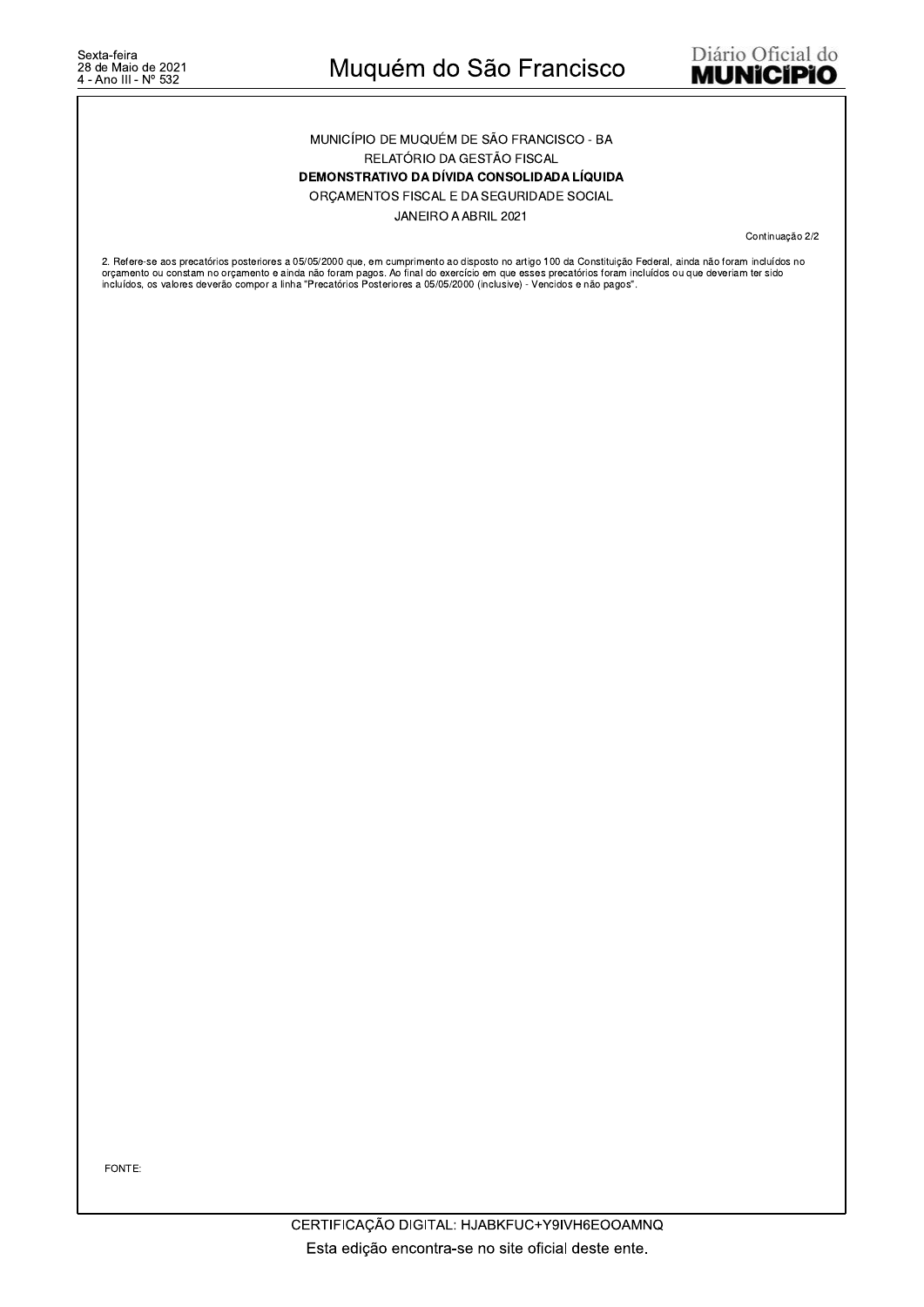MUNICÍPIO DE MUQUÉM DE SÃO FRANCISCO - BA

RELATÓRIO DA GESTÃO FISCAL

**DEMONSTRATIVO DA DÍVIDA CONSOLIDADA LÍQUIDA**

ORÇAMENTOS FISCAL E DA SEGURIDADE SOCIAL

JANEIRO A ABRIL 2021

Continuação 2/2

2. Refere-se aos precatórios posteriores a 05/05/2000 que, em cumprimento ao disposto no artigo 100 da Constituição Federal, ainda não foram incluídos no orçamento ou constam no orçamento e ainda não foram pagos. Ao final do exercício em que esses precatórios foram incluídos ou que deveriam ter sido incluídos, os valores deverão compor a linha "Precatórios Posteriores a 05/05/2000 (inclusive) - Vencidos e não pagos".

FONTE:

CERTIFICAÇÃO DIGITAL: HJABKFUC+Y9IVH6EOOAMNQ

Esta edição encontra-se no site oficial deste ente.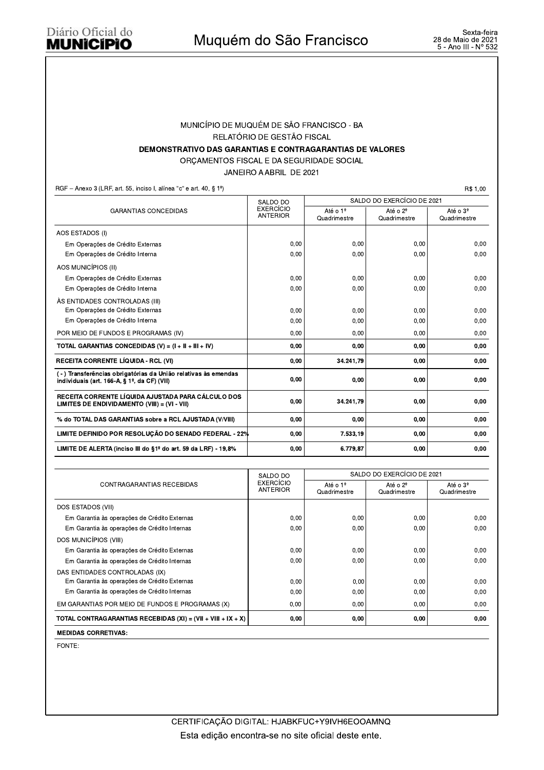MUNICÍPIO DE MUQUÉM DE SÃO FRANCISCO - BA

RELATÓRIO DE GESTÃO FISCAL

**DEMONSTRATIVO DAS GARANTIAS E CONTRAGARANTIAS DE VALORES**

ORÇAMENTOS FISCAL E DA SEGURIDADE SOCIAL

JANEIRO A ABRIL DE 2021

RGF – Anexo 3 (LRF, art. 55, inciso I, alínea "c" e art. 40, § 1º) R$ 1,00

| GARANTIAS CONCEDIDAS | SALDO DO EXERCÍCIO ANTERIOR | SALDO DO EXERCÍCIO DE 2021 | | |
|---|---|---|---|---|
| | | Até o 1º Quadrimestre | Até o 2º Quadrimestre | Até o 3º Quadrimestre |
| AOS ESTADOS (I) | | | | |
| Em Operações de Crédito Externas | 0,00 | 0,00 | 0,00 | 0,00 |
| Em Operações de Crédito Interna | 0,00 | 0,00 | 0,00 | 0,00 |
| AOS MUNICÍPIOS (II) | | | | |
| Em Operações de Crédito Externas | 0,00 | 0,00 | 0,00 | 0,00 |
| Em Operações de Crédito Interna | 0,00 | 0,00 | 0,00 | 0,00 |
| ÀS ENTIDADES CONTROLADAS (III) | | | | |
| Em Operações de Crédito Externas | 0,00 | 0,00 | 0,00 | 0,00 |
| Em Operações de Crédito Interna | 0,00 | 0,00 | 0,00 | 0,00 |
| POR MEIO DE FUNDOS E PROGRAMAS (IV) | 0,00 | 0,00 | 0,00 | 0,00 |
| **TOTAL GARANTIAS CONCEDIDAS (V) = (I + II + III + IV)** | **0,00** | **0,00** | **0,00** | **0,00** |
| **RECEITA CORRENTE LÍQUIDA - RCL (VI)** | **0,00** | **34.241,79** | **0,00** | **0,00** |
| **( - ) Transferências obrigatórias da União relativas às emendas individuais (art. 166-A, § 1º, da CF) (VII)** | **0,00** | **0,00** | **0,00** | **0,00** |
| **RECEITA CORRENTE LÍQUIDA AJUSTADA PARA CÁLCULO DOS LIMITES DE ENDIVIDAMENTO (VIII) = (VI - VII)** | **0,00** | **34.241,79** | **0,00** | **0,00** |
| **% do TOTAL DAS GARANTIAS sobre a RCL AJUSTADA (V/VIII)** | **0,00** | **0,00** | **0,00** | **0,00** |
| **LIMITE DEFINIDO POR RESOLUÇÃO DO SENADO FEDERAL - 22%** | **0,00** | **7.533,19** | **0,00** | **0,00** |
| **LIMITE DE ALERTA (inciso III do §1º do art. 59 da LRF) - 19,8%** | **0,00** | **6.779,87** | **0,00** | **0,00** |

| CONTRAGARANTIAS RECEBIDAS | SALDO DO EXERCÍCIO ANTERIOR | SALDO DO EXERCÍCIO DE 2021 | | |
|---|---|---|---|---|
| | | Até o 1º Quadrimestre | Até o 2º Quadrimestre | Até o 3º Quadrimestre |
| DOS ESTADOS (VII) | | | | |
| Em Garantia às operações de Crédito Externas | 0,00 | 0,00 | 0,00 | 0,00 |
| Em Garantia às operações de Crédito Internas | 0,00 | 0,00 | 0,00 | 0,00 |
| DOS MUNICÍPIOS (VIII) | | | | |
| Em Garantia às operações de Crédito Externas | 0,00 | 0,00 | 0,00 | 0,00 |
| Em Garantia às operações de Crédito Internas | 0,00 | 0,00 | 0,00 | 0,00 |
| DAS ENTIDADES CONTROLADAS (IX) | | | | |
| Em Garantia às operações de Crédito Externas | 0,00 | 0,00 | 0,00 | 0,00 |
| Em Garantia às operações de Crédito Internas | 0,00 | 0,00 | 0,00 | 0,00 |
| EM GARANTIAS POR MEIO DE FUNDOS E PROGRAMAS (X) | 0,00 | 0,00 | 0,00 | 0,00 |
| **TOTAL CONTRAGARANTIAS RECEBIDAS (XI) = (VII + VIII + IX + X)** | **0,00** | **0,00** | **0,00** | **0,00** |

**MEDIDAS CORRETIVAS:**

FONTE: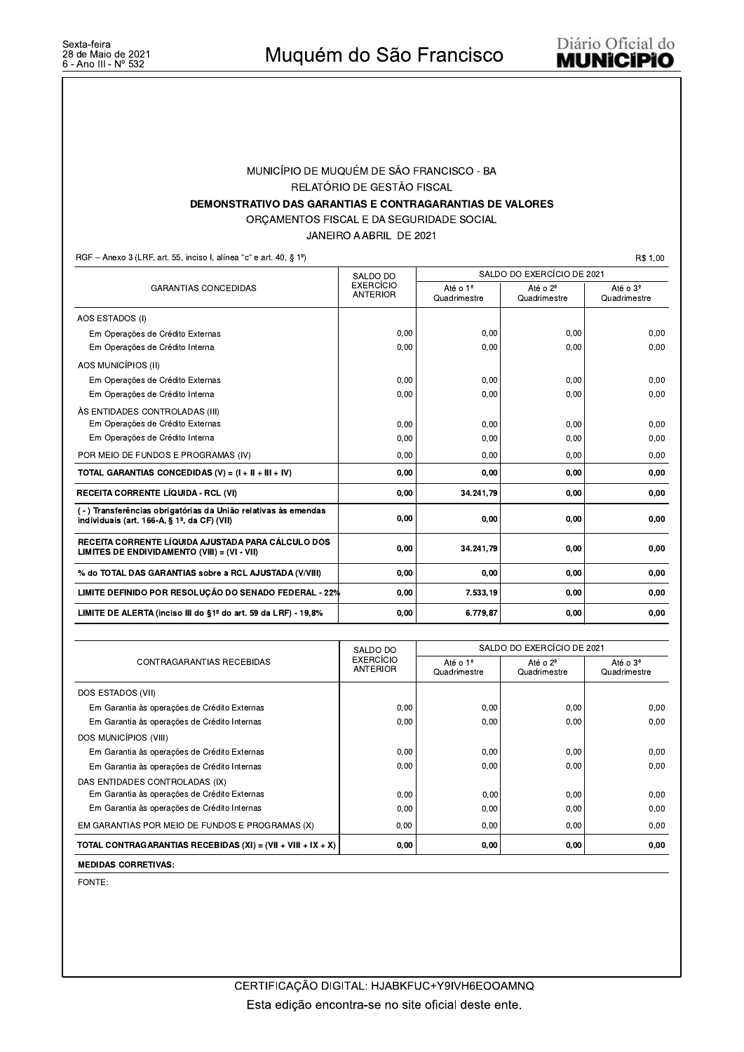MUNICÍPIO DE MUQUÉM DE SÃO FRANCISCO - BA

RELATÓRIO DE GESTÃO FISCAL

**DEMONSTRATIVO DAS GARANTIAS E CONTRAGARANTIAS DE VALORES**

ORÇAMENTOS FISCAL E DA SEGURIDADE SOCIAL

JANEIRO A ABRIL DE 2021

RGF – Anexo 3 (LRF, art. 55, inciso I, alínea "c" e art. 40, § 1º)

R$ 1,00

| GARANTIAS CONCEDIDAS | SALDO DO EXERCÍCIO ANTERIOR | SALDO DO EXERCÍCIO DE 2021 | | |
|---|---|---|---|---|
| | | Até o 1º Quadrimestre | Até o 2º Quadrimestre | Até o 3º Quadrimestre |
| AOS ESTADOS (I) | | | | |
| Em Operações de Crédito Externas | 0,00 | 0,00 | 0,00 | 0,00 |
| Em Operações de Crédito Interna | 0,00 | 0,00 | 0,00 | 0,00 |
| AOS MUNICÍPIOS (II) | | | | |
| Em Operações de Crédito Externas | 0,00 | 0,00 | 0,00 | 0,00 |
| Em Operações de Crédito Interna | 0,00 | 0,00 | 0,00 | 0,00 |
| ÀS ENTIDADES CONTROLADAS (III) | | | | |
| Em Operações de Crédito Externas | 0,00 | 0,00 | 0,00 | 0,00 |
| Em Operações de Crédito Interna | 0,00 | 0,00 | 0,00 | 0,00 |
| POR MEIO DE FUNDOS E PROGRAMAS (IV) | 0,00 | 0,00 | 0,00 | 0,00 |
| **TOTAL GARANTIAS CONCEDIDAS (V) = (I + II + III + IV)** | **0,00** | **0,00** | **0,00** | **0,00** |
| **RECEITA CORRENTE LÍQUIDA - RCL (VI)** | **0,00** | **34.241,79** | **0,00** | **0,00** |
| **( - ) Transferências obrigatórias da União relativas às emendas individuais (art. 166-A, § 1º, da CF) (VII)** | **0,00** | **0,00** | **0,00** | **0,00** |
| **RECEITA CORRENTE LÍQUIDA AJUSTADA PARA CÁLCULO DOS LIMITES DE ENDIVIDAMENTO (VIII) = (VI - VII)** | **0,00** | **34.241,79** | **0,00** | **0,00** |
| **% do TOTAL DAS GARANTIAS sobre a RCL AJUSTADA (V/VIII)** | **0,00** | **0,00** | **0,00** | **0,00** |
| **LIMITE DEFINIDO POR RESOLUÇÃO DO SENADO FEDERAL - 22%** | **0,00** | **7.533,19** | **0,00** | **0,00** |
| **LIMITE DE ALERTA (inciso III do §1º do art. 59 da LRF) - 19,8%** | **0,00** | **6.779,87** | **0,00** | **0,00** |

| CONTRAGARANTIAS RECEBIDAS | SALDO DO EXERCÍCIO ANTERIOR | SALDO DO EXERCÍCIO DE 2021 | | |
|---|---|---|---|---|
| | | Até o 1º Quadrimestre | Até o 2º Quadrimestre | Até o 3º Quadrimestre |
| DOS ESTADOS (VII) | | | | |
| Em Garantia às operações de Crédito Externas | 0,00 | 0,00 | 0,00 | 0,00 |
| Em Garantia às operações de Crédito Internas | 0,00 | 0,00 | 0,00 | 0,00 |
| DOS MUNICÍPIOS (VIII) | | | | |
| Em Garantia às operações de Crédito Externas | 0,00 | 0,00 | 0,00 | 0,00 |
| Em Garantia às operações de Crédito Internas | 0,00 | 0,00 | 0,00 | 0,00 |
| DAS ENTIDADES CONTROLADAS (IX) | | | | |
| Em Garantia às operações de Crédito Externas | 0,00 | 0,00 | 0,00 | 0,00 |
| Em Garantia às operações de Crédito Internas | 0,00 | 0,00 | 0,00 | 0,00 |
| EM GARANTIAS POR MEIO DE FUNDOS E PROGRAMAS (X) | 0,00 | 0,00 | 0,00 | 0,00 |
| **TOTAL CONTRAGARANTIAS RECEBIDAS (XI) = (VII + VIII + IX + X)** | **0,00** | **0,00** | **0,00** | **0,00** |

**MEDIDAS CORRETIVAS:**

FONTE: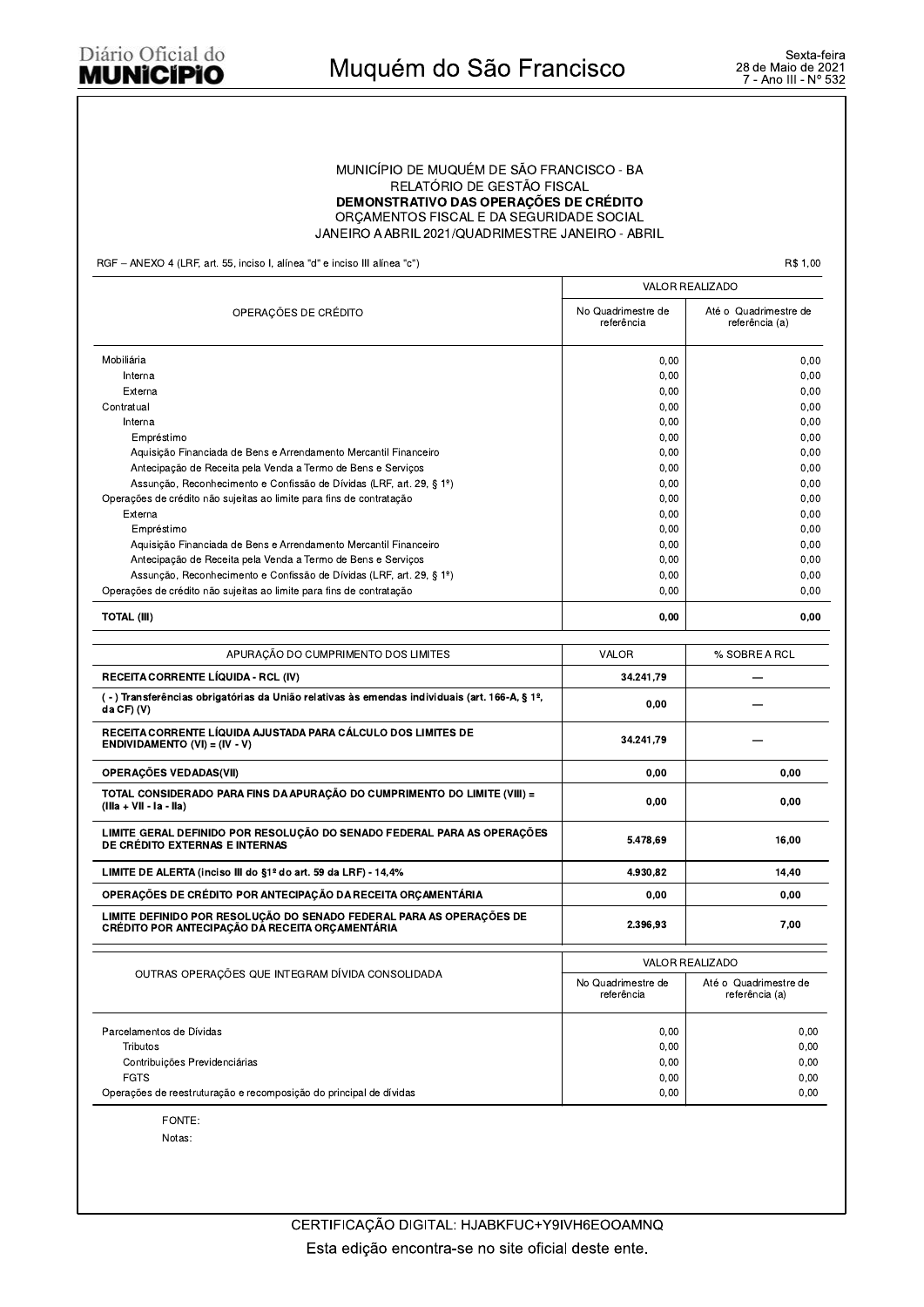MUNICÍPIO DE MUQUÉM DE SÃO FRANCISCO - BA

RELATÓRIO DE GESTÃO FISCAL

**DEMONSTRATIVO DAS OPERAÇÕES DE CRÉDITO**

ORÇAMENTOS FISCAL E DA SEGURIDADE SOCIAL

JANEIRO A ABRIL 2021/QUADRIMESTRE JANEIRO - ABRIL

RGF – ANEXO 4 (LRF, art. 55, inciso I, alínea "d" e inciso III alínea "c") R$ 1,00

| OPERAÇÕES DE CRÉDITO | VALOR REALIZADO | |
|---|---|---|
| | No Quadrimestre de referência | Até o Quadrimestre de referência (a) |
| Mobiliária | 0,00 | 0,00 |
| Interna | 0,00 | 0,00 |
| Externa | 0,00 | 0,00 |
| Contratual | 0,00 | 0,00 |
| Interna | 0,00 | 0,00 |
| Empréstimo | 0,00 | 0,00 |
| Aquisição Financiada de Bens e Arrendamento Mercantil Financeiro | 0,00 | 0,00 |
| Antecipação de Receita pela Venda a Termo de Bens e Serviços | 0,00 | 0,00 |
| Assunção, Reconhecimento e Confissão de Dívidas (LRF, art. 29, § 1º) | 0,00 | 0,00 |
| Operações de crédito não sujeitas ao limite para fins de contratação | 0,00 | 0,00 |
| Externa | 0,00 | 0,00 |
| Empréstimo | 0,00 | 0,00 |
| Aquisição Financiada de Bens e Arrendamento Mercantil Financeiro | 0,00 | 0,00 |
| Antecipação de Receita pela Venda a Termo de Bens e Serviços | 0,00 | 0,00 |
| Assunção, Reconhecimento e Confissão de Dívidas (LRF, art. 29, § 1º) | 0,00 | 0,00 |
| Operações de crédito não sujeitas ao limite para fins de contratação | 0,00 | 0,00 |
| **TOTAL (III)** | **0,00** | **0,00** |

| APURAÇÃO DO CUMPRIMENTO DOS LIMITES | VALOR | % SOBRE A RCL |
|---|---|---|
| **RECEITA CORRENTE LÍQUIDA - RCL (IV)** | **34.241,79** | — |
| **( - ) Transferências obrigatórias da União relativas às emendas individuais (art. 166-A, § 1º, da CF) (V)** | **0,00** | — |
| **RECEITA CORRENTE LÍQUIDA AJUSTADA PARA CÁLCULO DOS LIMITES DE ENDIVIDAMENTO (VI) = (IV - V)** | **34.241,79** | — |
| **OPERAÇÕES VEDADAS(VII)** | **0,00** | **0,00** |
| **TOTAL CONSIDERADO PARA FINS DA APURAÇÃO DO CUMPRIMENTO DO LIMITE (VIII) = (IIIa + VII - Ia - IIa)** | **0,00** | **0,00** |
| **LIMITE GERAL DEFINIDO POR RESOLUÇÃO DO SENADO FEDERAL PARA AS OPERAÇÕES DE CRÉDITO EXTERNAS E INTERNAS** | **5.478,69** | **16,00** |
| **LIMITE DE ALERTA (inciso III do §1º do art. 59 da LRF) - 14,4%** | **4.930,82** | **14,40** |
| **OPERAÇÕES DE CRÉDITO POR ANTECIPAÇÃO DA RECEITA ORÇAMENTÁRIA** | **0,00** | **0,00** |
| **LIMITE DEFINIDO POR RESOLUÇÃO DO SENADO FEDERAL PARA AS OPERAÇÕES DE CRÉDITO POR ANTECIPAÇÃO DA RECEITA ORÇAMENTÁRIA** | **2.396,93** | **7,00** |

| OUTRAS OPERAÇÕES QUE INTEGRAM DÍVIDA CONSOLIDADA | VALOR REALIZADO | |
|---|---|---|
| | No Quadrimestre de referência | Até o Quadrimestre de referência (a) |
| Parcelamentos de Dívidas | 0,00 | 0,00 |
| Tributos | 0,00 | 0,00 |
| Contribuições Previdenciárias | 0,00 | 0,00 |
| FGTS | 0,00 | 0,00 |
| Operações de reestruturação e recomposição do principal de dívidas | 0,00 | 0,00 |

FONTE:

Notas: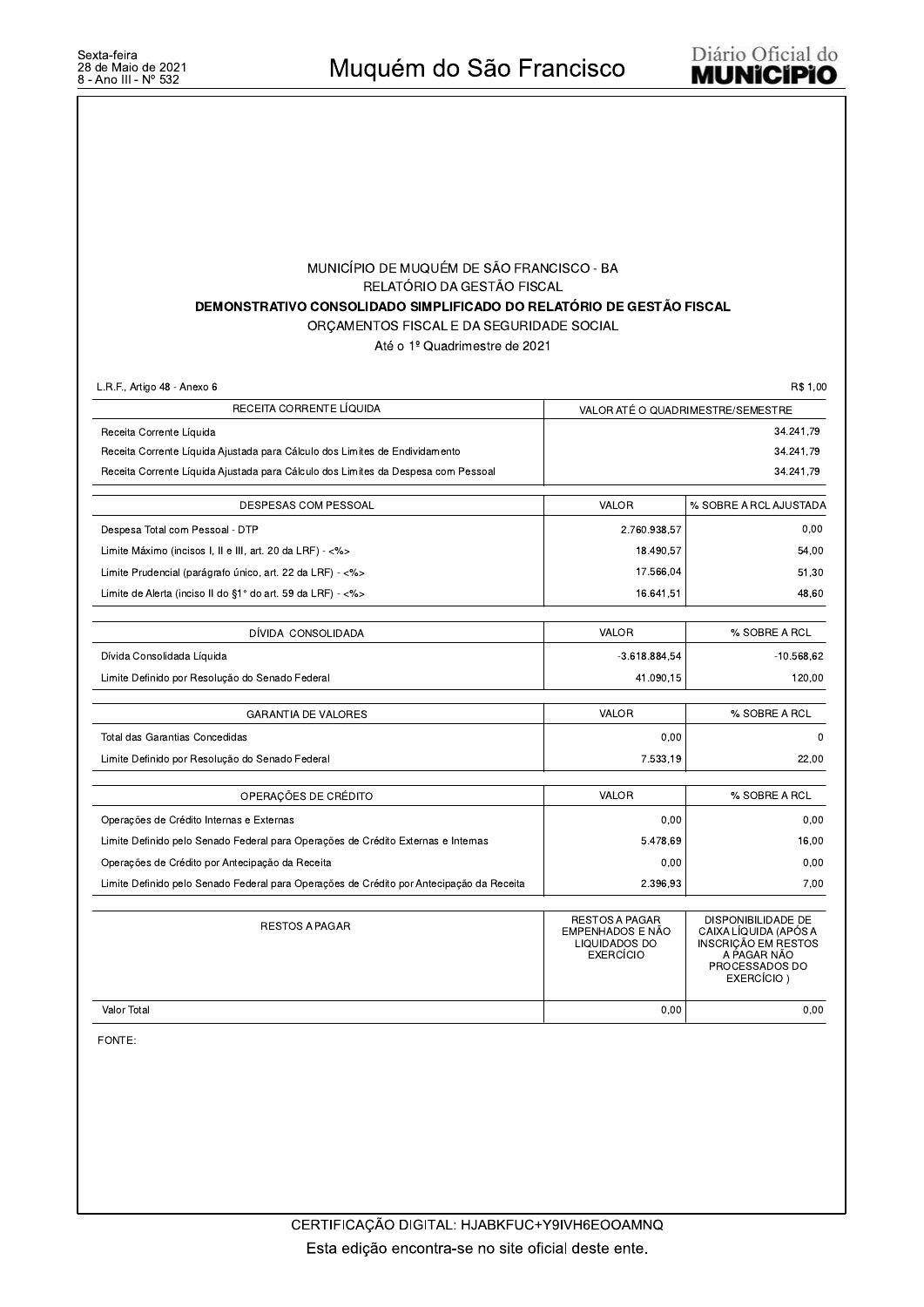MUNICÍPIO DE MUQUÉM DE SÃO FRANCISCO - BA

RELATÓRIO DA GESTÃO FISCAL

**DEMONSTRATIVO CONSOLIDADO SIMPLIFICADO DO RELATÓRIO DE GESTÃO FISCAL**

ORÇAMENTOS FISCAL E DA SEGURIDADE SOCIAL

Até o 1º Quadrimestre de 2021

L.R.F., Artigo 48 - Anexo 6 R$ 1,00

| RECEITA CORRENTE LÍQUIDA | VALOR ATÉ O QUADRIMESTRE/SEMESTRE |
|---|---|
| Receita Corrente Líquida | 34.241,79 |
| Receita Corrente Líquida Ajustada para Cálculo dos Limites de Endividamento | 34.241,79 |
| Receita Corrente Líquida Ajustada para Cálculo dos Limites da Despesa com Pessoal | 34.241,79 |

| DESPESAS COM PESSOAL | VALOR | % SOBRE A RCL AJUSTADA |
|---|---|---|
| Despesa Total com Pessoal - DTP | 2.760.938,57 | 0,00 |
| Limite Máximo (incisos I, II e III, art. 20 da LRF) - <%> | 18.490,57 | 54,00 |
| Limite Prudencial (parágrafo único, art. 22 da LRF) - <%> | 17.566,04 | 51,30 |
| Limite de Alerta (inciso II do §1° do art. 59 da LRF) - <%> | 16.641,51 | 48,60 |

| DÍVIDA CONSOLIDADA | VALOR | % SOBRE A RCL |
|---|---|---|
| Dívida Consolidada Líquida | -3.618.884,54 | -10.568,62 |
| Limite Definido por Resolução do Senado Federal | 41.090,15 | 120,00 |

| GARANTIA DE VALORES | VALOR | % SOBRE A RCL |
|---|---|---|
| Total das Garantias Concedidas | 0,00 | 0 |
| Limite Definido por Resolução do Senado Federal | 7.533,19 | 22,00 |

| OPERAÇÕES DE CRÉDITO | VALOR | % SOBRE A RCL |
|---|---|---|
| Operações de Crédito Internas e Externas | 0,00 | 0,00 |
| Limite Definido pelo Senado Federal para Operações de Crédito Externas e Internas | 5.478,69 | 16,00 |
| Operações de Crédito por Antecipação da Receita | 0,00 | 0,00 |
| Limite Definido pelo Senado Federal para Operações de Crédito por Antecipação da Receita | 2.396,93 | 7,00 |

| RESTOS A PAGAR | RESTOS A PAGAR EMPENHADOS E NÃO LIQUIDADOS DO EXERCÍCIO | DISPONIBILIDADE DE CAIXA LÍQUIDA (APÓS A INSCRIÇÃO EM RESTOS A PAGAR NÃO PROCESSADOS DO EXERCÍCIO ) |
|---|---|---|
| Valor Total | 0,00 | 0,00 |

FONTE:

CERTIFICAÇÃO DIGITAL: HJABKFUC+Y9IVH6EOOAMNQ

Esta edição encontra-se no site oficial deste ente.